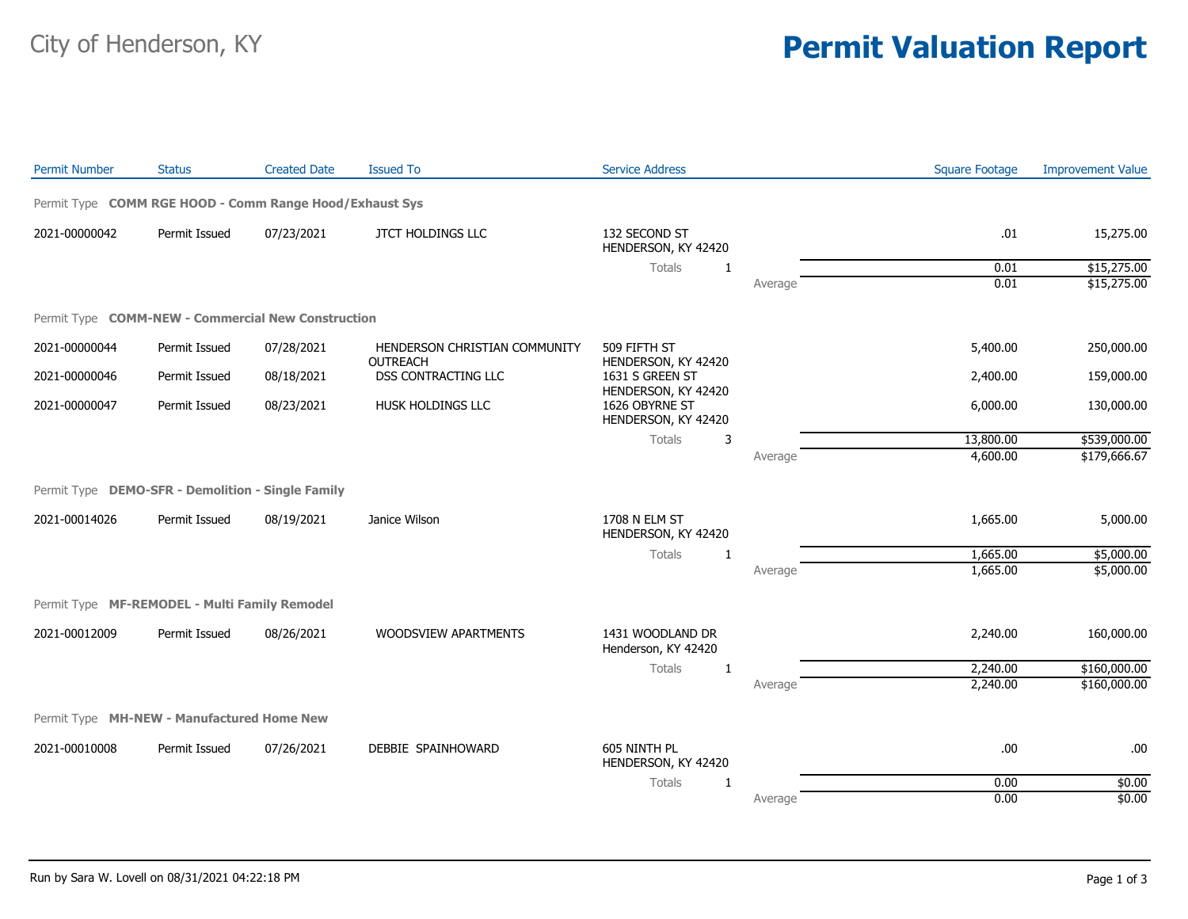City of Henderson, KY

# Permit Valuation Report

| Permit Number | Status | Created Date | Issued To | Service Address | | Square Footage | Improvement Value |
|---|---|---|---|---|---|---|---|
| Permit Type **COMM RGE HOOD - Comm Range Hood/Exhaust Sys** | | | | | | | |
| 2021-00000042 | Permit Issued | 07/23/2021 | JTCT HOLDINGS LLC | 132 SECOND ST HENDERSON, KY 42420 | | .01 | 15,275.00 |
| | | | | Totals 1 | | 0.01 | $15,275.00 |
| | | | | | Average | 0.01 | $15,275.00 |
| Permit Type **COMM-NEW - Commercial New Construction** | | | | | | | |
| 2021-00000044 | Permit Issued | 07/28/2021 | HENDERSON CHRISTIAN COMMUNITY OUTREACH | 509 FIFTH ST HENDERSON, KY 42420 | | 5,400.00 | 250,000.00 |
| 2021-00000046 | Permit Issued | 08/18/2021 | DSS CONTRACTING LLC | 1631 S GREEN ST HENDERSON, KY 42420 | | 2,400.00 | 159,000.00 |
| 2021-00000047 | Permit Issued | 08/23/2021 | HUSK HOLDINGS LLC | 1626 OBYRNE ST HENDERSON, KY 42420 | | 6,000.00 | 130,000.00 |
| | | | | Totals 3 | | 13,800.00 | $539,000.00 |
| | | | | | Average | 4,600.00 | $179,666.67 |
| Permit Type **DEMO-SFR - Demolition - Single Family** | | | | | | | |
| 2021-00014026 | Permit Issued | 08/19/2021 | Janice Wilson | 1708 N ELM ST HENDERSON, KY 42420 | | 1,665.00 | 5,000.00 |
| | | | | Totals 1 | | 1,665.00 | $5,000.00 |
| | | | | | Average | 1,665.00 | $5,000.00 |
| Permit Type **MF-REMODEL - Multi Family Remodel** | | | | | | | |
| 2021-00012009 | Permit Issued | 08/26/2021 | WOODSVIEW APARTMENTS | 1431 WOODLAND DR Henderson, KY 42420 | | 2,240.00 | 160,000.00 |
| | | | | Totals 1 | | 2,240.00 | $160,000.00 |
| | | | | | Average | 2,240.00 | $160,000.00 |
| Permit Type **MH-NEW - Manufactured Home New** | | | | | | | |
| 2021-00010008 | Permit Issued | 07/26/2021 | DEBBIE SPAINHOWARD | 605 NINTH PL HENDERSON, KY 42420 | | .00 | .00 |
| | | | | Totals 1 | | 0.00 | $0.00 |
| | | | | | Average | 0.00 | $0.00 |

Run by Sara W. Lovell on 08/31/2021 04:22:18 PM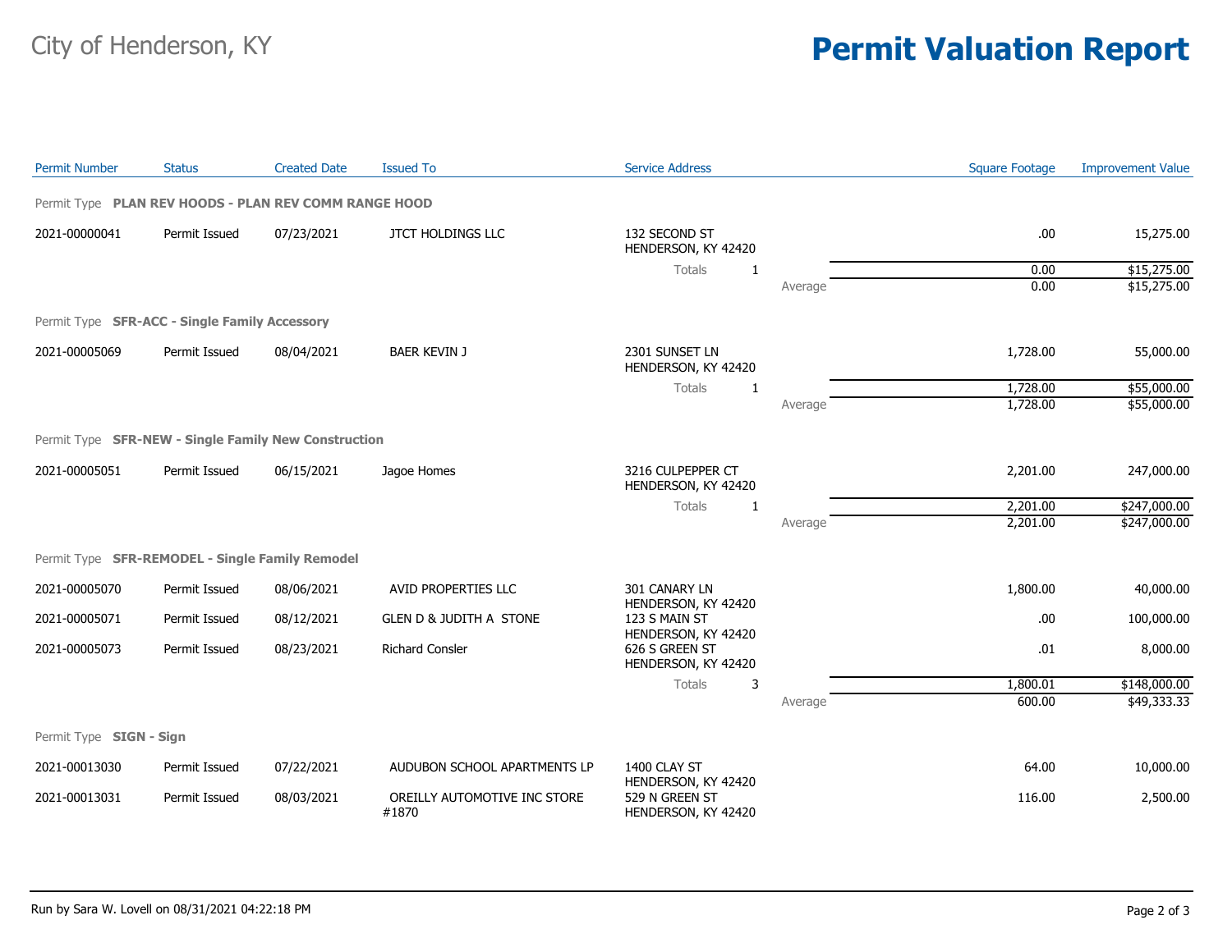City of Henderson, KY

# Permit Valuation Report

| Permit Number | Status | Created Date | Issued To | Service Address | | Square Footage | Improvement Value |
|---|---|---|---|---|---|---|---|
| Permit Type **PLAN REV HOODS - PLAN REV COMM RANGE HOOD** | | | | | | | |
| 2021-00000041 | Permit Issued | 07/23/2021 | JTCT HOLDINGS LLC | 132 SECOND ST HENDERSON, KY 42420 | | .00 | 15,275.00 |
| | | | | Totals 1 | | 0.00 | $15,275.00 |
| | | | | | Average | 0.00 | $15,275.00 |
| Permit Type **SFR-ACC - Single Family Accessory** | | | | | | | |
| 2021-00005069 | Permit Issued | 08/04/2021 | BAER KEVIN J | 2301 SUNSET LN HENDERSON, KY 42420 | | 1,728.00 | 55,000.00 |
| | | | | Totals 1 | | 1,728.00 | $55,000.00 |
| | | | | | Average | 1,728.00 | $55,000.00 |
| Permit Type **SFR-NEW - Single Family New Construction** | | | | | | | |
| 2021-00005051 | Permit Issued | 06/15/2021 | Jagoe Homes | 3216 CULPEPPER CT HENDERSON, KY 42420 | | 2,201.00 | 247,000.00 |
| | | | | Totals 1 | | 2,201.00 | $247,000.00 |
| | | | | | Average | 2,201.00 | $247,000.00 |
| Permit Type **SFR-REMODEL - Single Family Remodel** | | | | | | | |
| 2021-00005070 | Permit Issued | 08/06/2021 | AVID PROPERTIES LLC | 301 CANARY LN HENDERSON, KY 42420 | | 1,800.00 | 40,000.00 |
| 2021-00005071 | Permit Issued | 08/12/2021 | GLEN D & JUDITH A STONE | 123 S MAIN ST HENDERSON, KY 42420 | | .00 | 100,000.00 |
| 2021-00005073 | Permit Issued | 08/23/2021 | Richard Consler | 626 S GREEN ST HENDERSON, KY 42420 | | .01 | 8,000.00 |
| | | | | Totals 3 | | 1,800.01 | $148,000.00 |
| | | | | | Average | 600.00 | $49,333.33 |
| Permit Type **SIGN - Sign** | | | | | | | |
| 2021-00013030 | Permit Issued | 07/22/2021 | AUDUBON SCHOOL APARTMENTS LP | 1400 CLAY ST HENDERSON, KY 42420 | | 64.00 | 10,000.00 |
| 2021-00013031 | Permit Issued | 08/03/2021 | OREILLY AUTOMOTIVE INC STORE #1870 | 529 N GREEN ST HENDERSON, KY 42420 | | 116.00 | 2,500.00 |

Run by Sara W. Lovell on 08/31/2021 04:22:18 PM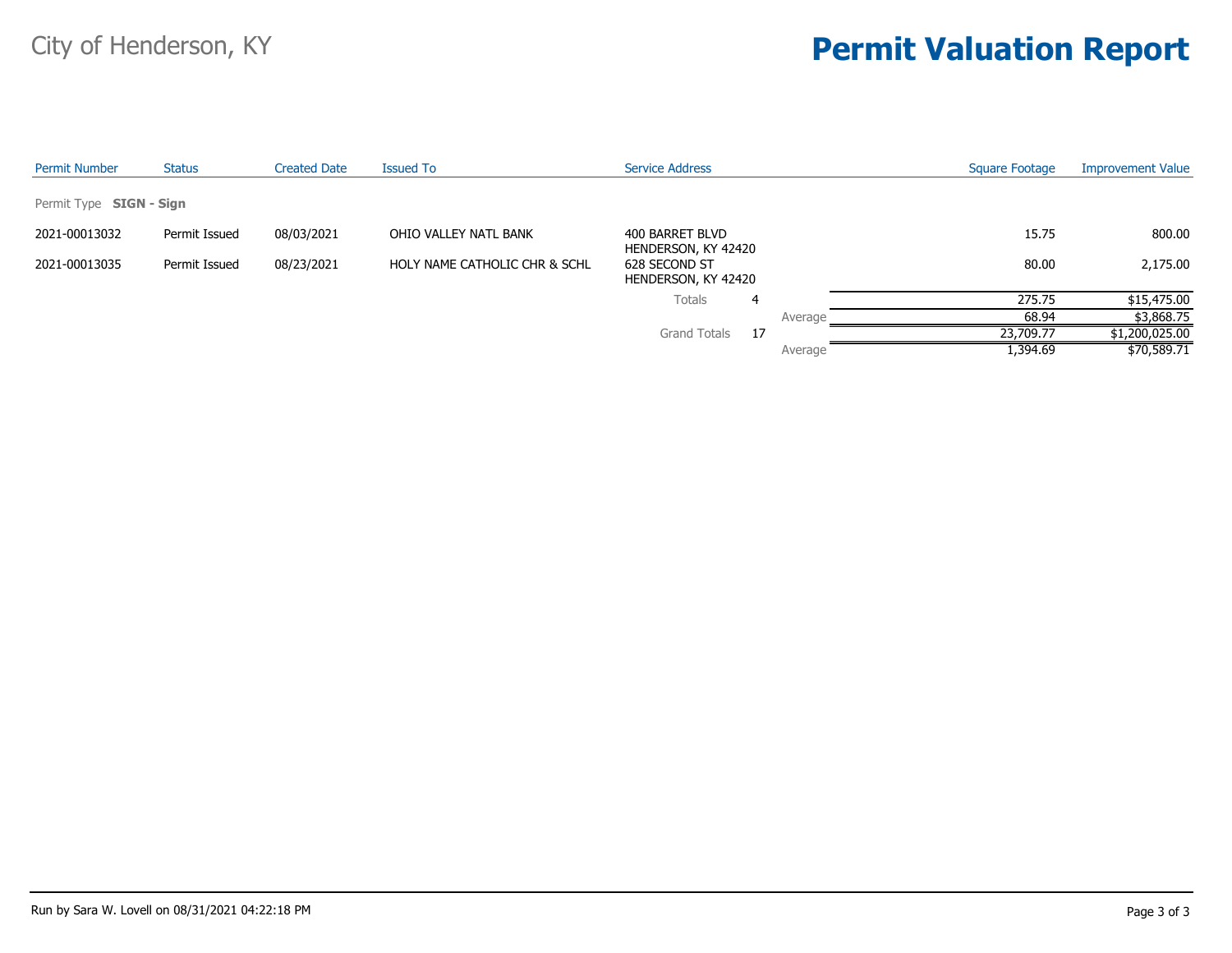City of Henderson, KY

# Permit Valuation Report

| Permit Number | Status | Created Date | Issued To | Service Address | | | Square Footage | Improvement Value |
|---|---|---|---|---|---|---|---|---|
| Permit Type **SIGN - Sign** | | | | | | | | |
| 2021-00013032 | Permit Issued | 08/03/2021 | OHIO VALLEY NATL BANK | 400 BARRET BLVD HENDERSON, KY 42420 | | | 15.75 | 800.00 |
| 2021-00013035 | Permit Issued | 08/23/2021 | HOLY NAME CATHOLIC CHR & SCHL | 628 SECOND ST HENDERSON, KY 42420 | | | 80.00 | 2,175.00 |
| | | | | Totals | 4 | | 275.75 | $15,475.00 |
| | | | | | | Average | 68.94 | $3,868.75 |
| | | | | Grand Totals | 17 | | 23,709.77 | $1,200,025.00 |
| | | | | | | Average | 1,394.69 | $70,589.71 |

Run by Sara W. Lovell on 08/31/2021 04:22:18 PM